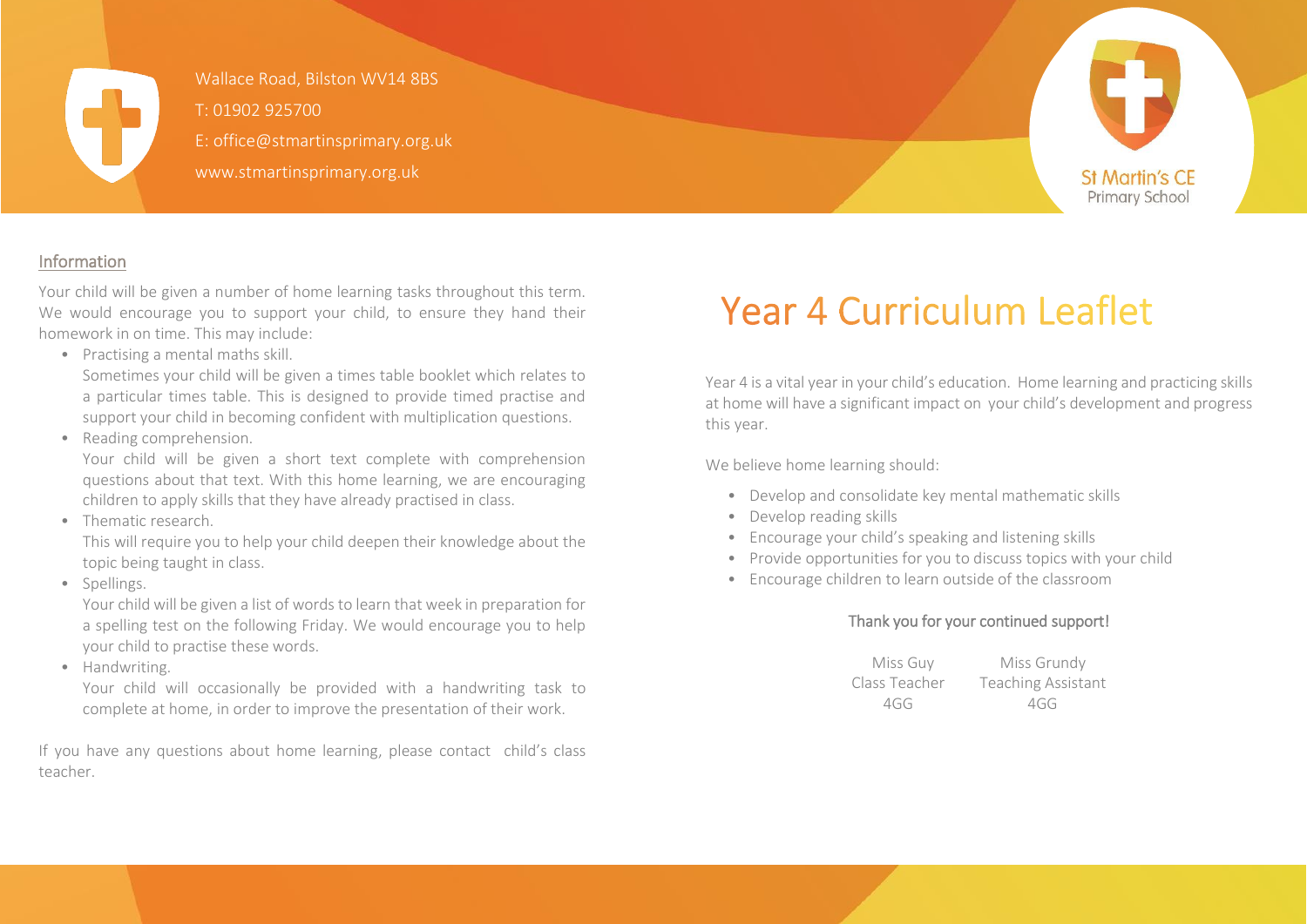Wallace Road, Bilston WV14 8BS
T: 01902 925700
E: office@stmartinsprimary.org.uk
www.stmartinsprimary.org.uk

St Martin's CE Primary School

## Information

Your child will be given a number of home learning tasks throughout this term. We would encourage you to support your child, to ensure they hand their homework in on time. This may include:

- Practising a mental maths skill.
  Sometimes your child will be given a times table booklet which relates to a particular times table. This is designed to provide timed practise and support your child in becoming confident with multiplication questions.
- Reading comprehension.
  Your child will be given a short text complete with comprehension questions about that text. With this home learning, we are encouraging children to apply skills that they have already practised in class.
- Thematic research.
  This will require you to help your child deepen their knowledge about the topic being taught in class.
- Spellings.
  Your child will be given a list of words to learn that week in preparation for a spelling test on the following Friday. We would encourage you to help your child to practise these words.
- Handwriting.
  Your child will occasionally be provided with a handwriting task to complete at home, in order to improve the presentation of their work.

If you have any questions about home learning, please contact child's class teacher.

# Year 4 Curriculum Leaflet

Year 4 is a vital year in your child's education. Home learning and practicing skills at home will have a significant impact on your child's development and progress this year.

We believe home learning should:

- Develop and consolidate key mental mathematic skills
- Develop reading skills
- Encourage your child's speaking and listening skills
- Provide opportunities for you to discuss topics with your child
- Encourage children to learn outside of the classroom

Thank you for your continued support!

Miss Guy
Class Teacher
4GG

Miss Grundy
Teaching Assistant
4GG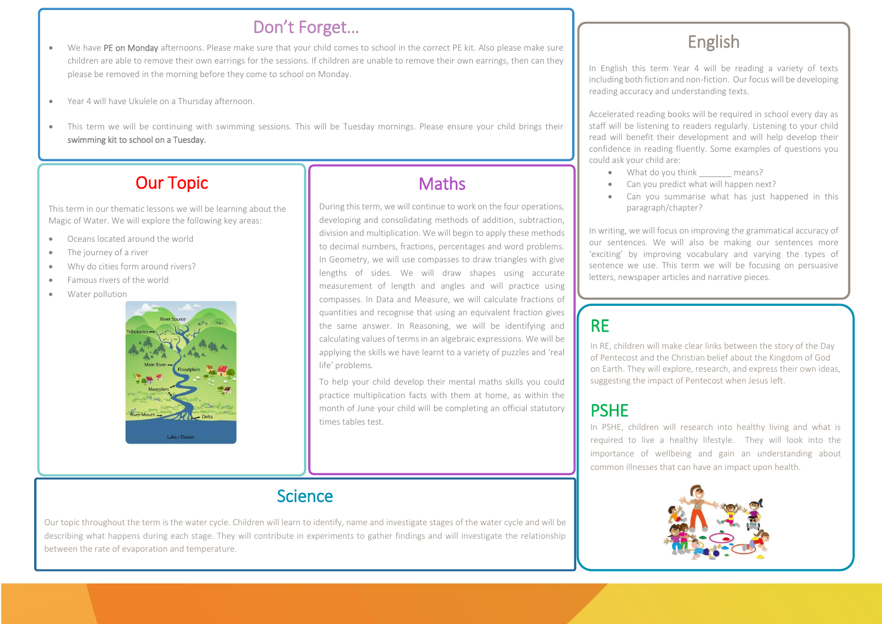## Don't Forget…

- We have PE on Monday afternoons. Please make sure that your child comes to school in the correct PE kit. Also please make sure children are able to remove their own earrings for the sessions. If children are unable to remove their own earrings, then can they please be removed in the morning before they come to school on Monday.
- Year 4 will have Ukulele on a Thursday afternoon.
- This term we will be continuing with swimming sessions. This will be Tuesday mornings. Please ensure your child brings their swimming kit to school on a Tuesday.

## Our Topic

This term in our thematic lessons we will be learning about the Magic of Water. We will explore the following key areas:

- Oceans located around the world
- The journey of a river
- Why do cities form around rivers?
- Famous rivers of the world
- Water pollution

River Source
Tributaries
Main River
Floodplain
Meanders
River Mouth
Delta
Lake / Ocean

## Maths

During this term, we will continue to work on the four operations, developing and consolidating methods of addition, subtraction, division and multiplication. We will begin to apply these methods to decimal numbers, fractions, percentages and word problems. In Geometry, we will use compasses to draw triangles with give lengths of sides. We will draw shapes using accurate measurement of length and angles and will practice using compasses. In Data and Measure, we will calculate fractions of quantities and recognise that using an equivalent fraction gives the same answer. In Reasoning, we will be identifying and calculating values of terms in an algebraic expressions. We will be applying the skills we have learnt to a variety of puzzles and 'real life' problems.

To help your child develop their mental maths skills you could practice multiplication facts with them at home, as within the month of June your child will be completing an official statutory times tables test.

## Science

Our topic throughout the term is the water cycle. Children will learn to identify, name and investigate stages of the water cycle and will be describing what happens during each stage. They will contribute in experiments to gather findings and will investigate the relationship between the rate of evaporation and temperature.

## English

In English this term Year 4 will be reading a variety of texts including both fiction and non-fiction. Our focus will be developing reading accuracy and understanding texts.

Accelerated reading books will be required in school every day as staff will be listening to readers regularly. Listening to your child read will benefit their development and will help develop their confidence in reading fluently. Some examples of questions you could ask your child are:

- What do you think _______ means?
- Can you predict what will happen next?
- Can you summarise what has just happened in this paragraph/chapter?

In writing, we will focus on improving the grammatical accuracy of our sentences. We will also be making our sentences more 'exciting' by improving vocabulary and varying the types of sentence we use. This term we will be focusing on persuasive letters, newspaper articles and narrative pieces.

## RE

In RE, children will make clear links between the story of the Day of Pentecost and the Christian belief about the Kingdom of God on Earth. They will explore, research, and express their own ideas, suggesting the impact of Pentecost when Jesus left.

## PSHE

In PSHE, children will research into healthy living and what is required to live a healthy lifestyle. They will look into the importance of wellbeing and gain an understanding about common illnesses that can have an impact upon health.